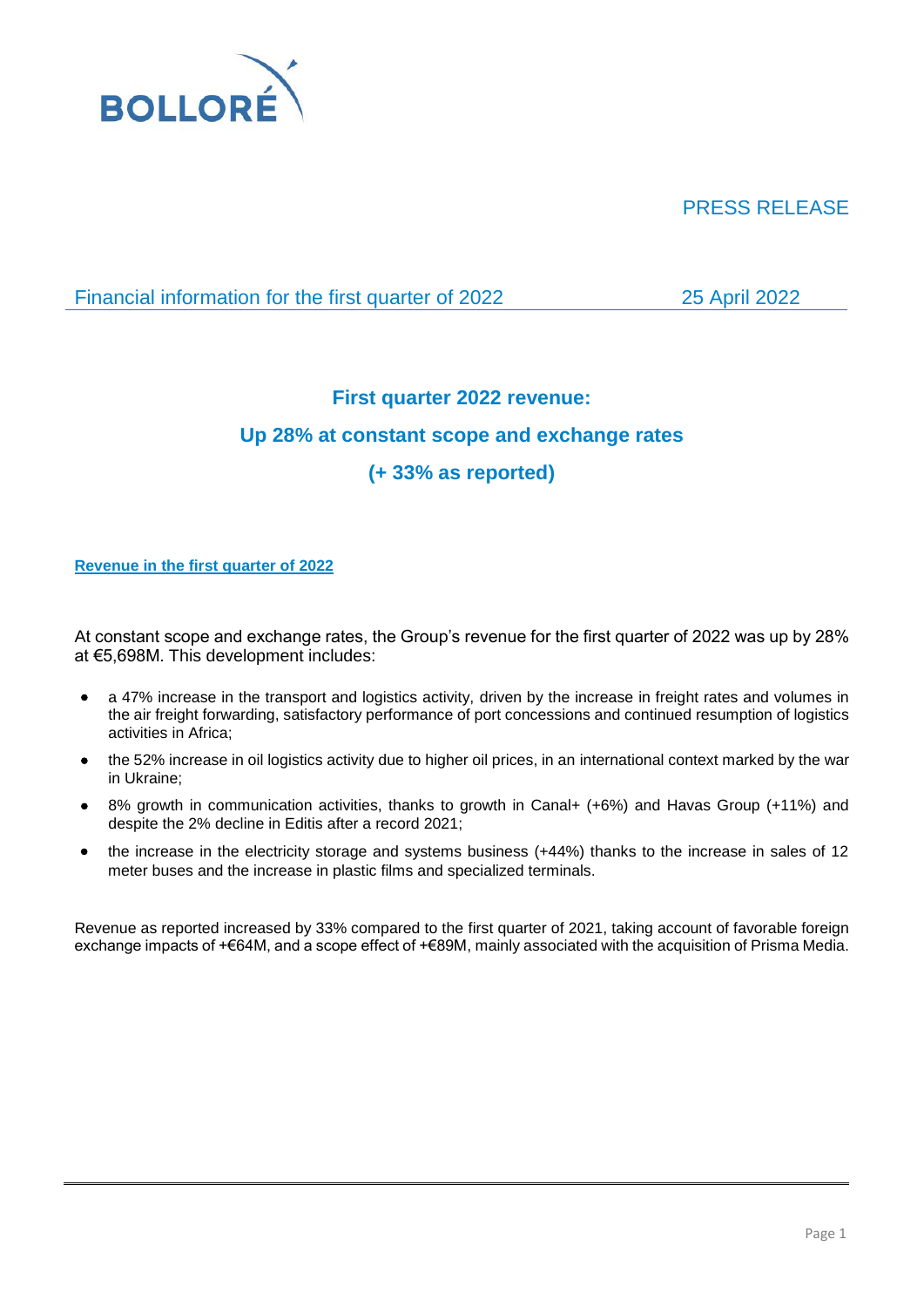BOLLORÉ

PRESS RELEASE

Financial information for the first quarter of 2022 — 25 April 2022

## First quarter 2022 revenue:
## Up 28% at constant scope and exchange rates
## (+ 33% as reported)

**Revenue in the first quarter of 2022**

At constant scope and exchange rates, the Group's revenue for the first quarter of 2022 was up by 28% at €5,698M. This development includes:

- a 47% increase in the transport and logistics activity, driven by the increase in freight rates and volumes in the air freight forwarding, satisfactory performance of port concessions and continued resumption of logistics activities in Africa;
- the 52% increase in oil logistics activity due to higher oil prices, in an international context marked by the war in Ukraine;
- 8% growth in communication activities, thanks to growth in Canal+ (+6%) and Havas Group (+11%) and despite the 2% decline in Editis after a record 2021;
- the increase in the electricity storage and systems business (+44%) thanks to the increase in sales of 12 meter buses and the increase in plastic films and specialized terminals.

Revenue as reported increased by 33% compared to the first quarter of 2021, taking account of favorable foreign exchange impacts of +€64M, and a scope effect of +€89M, mainly associated with the acquisition of Prisma Media.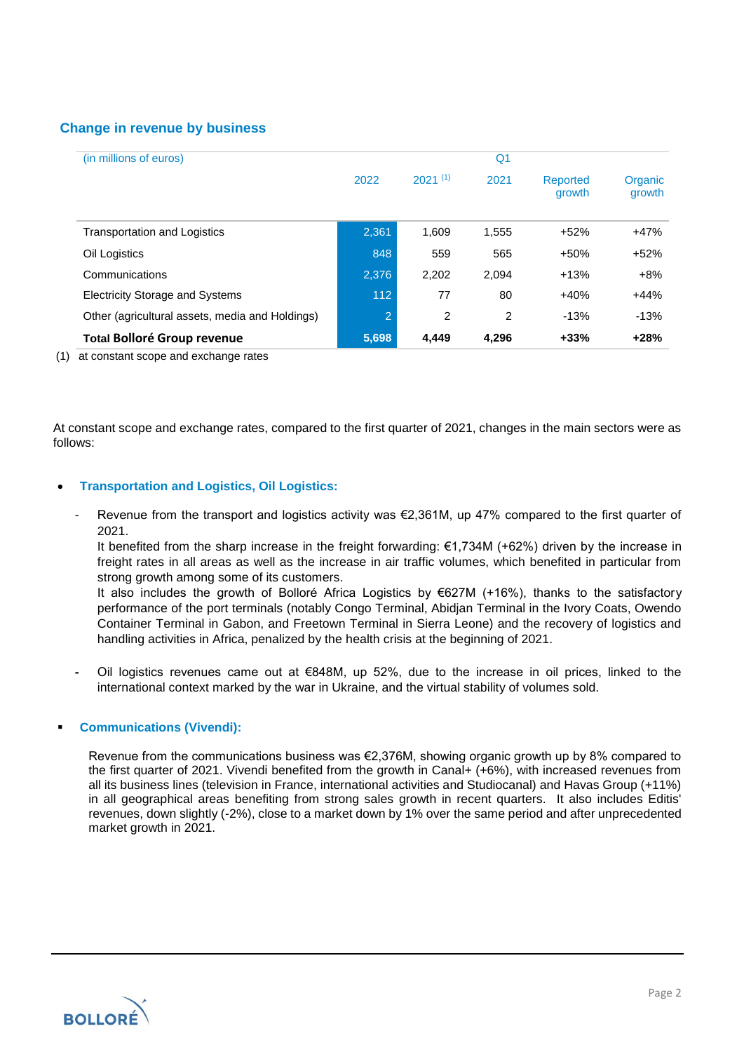## Change in revenue by business

| (in millions of euros) | Q1 | | | | |
|---|---|---|---|---|---|
| | 2022 | 2021 (1) | 2021 | Reported growth | Organic growth |
| Transportation and Logistics | 2,361 | 1,609 | 1,555 | +52% | +47% |
| Oil Logistics | 848 | 559 | 565 | +50% | +52% |
| Communications | 2,376 | 2,202 | 2,094 | +13% | +8% |
| Electricity Storage and Systems | 112 | 77 | 80 | +40% | +44% |
| Other (agricultural assets, media and Holdings) | 2 | 2 | 2 | -13% | -13% |
| **Total Bolloré Group revenue** | **5,698** | **4,449** | **4,296** | **+33%** | **+28%** |

(1) at constant scope and exchange rates

At constant scope and exchange rates, compared to the first quarter of 2021, changes in the main sectors were as follows:

- **Transportation and Logistics, Oil Logistics:**
  - Revenue from the transport and logistics activity was €2,361M, up 47% compared to the first quarter of 2021.
    It benefited from the sharp increase in the freight forwarding: €1,734M (+62%) driven by the increase in freight rates in all areas as well as the increase in air traffic volumes, which benefited in particular from strong growth among some of its customers.
    It also includes the growth of Bolloré Africa Logistics by €627M (+16%), thanks to the satisfactory performance of the port terminals (notably Congo Terminal, Abidjan Terminal in the Ivory Coats, Owendo Container Terminal in Gabon, and Freetown Terminal in Sierra Leone) and the recovery of logistics and handling activities in Africa, penalized by the health crisis at the beginning of 2021.
  - Oil logistics revenues came out at €848M, up 52%, due to the increase in oil prices, linked to the international context marked by the war in Ukraine, and the virtual stability of volumes sold.

- **Communications (Vivendi):**

  Revenue from the communications business was €2,376M, showing organic growth up by 8% compared to the first quarter of 2021. Vivendi benefited from the growth in Canal+ (+6%), with increased revenues from all its business lines (television in France, international activities and Studiocanal) and Havas Group (+11%) in all geographical areas benefiting from strong sales growth in recent quarters. It also includes Editis' revenues, down slightly (-2%), close to a market down by 1% over the same period and after unprecedented market growth in 2021.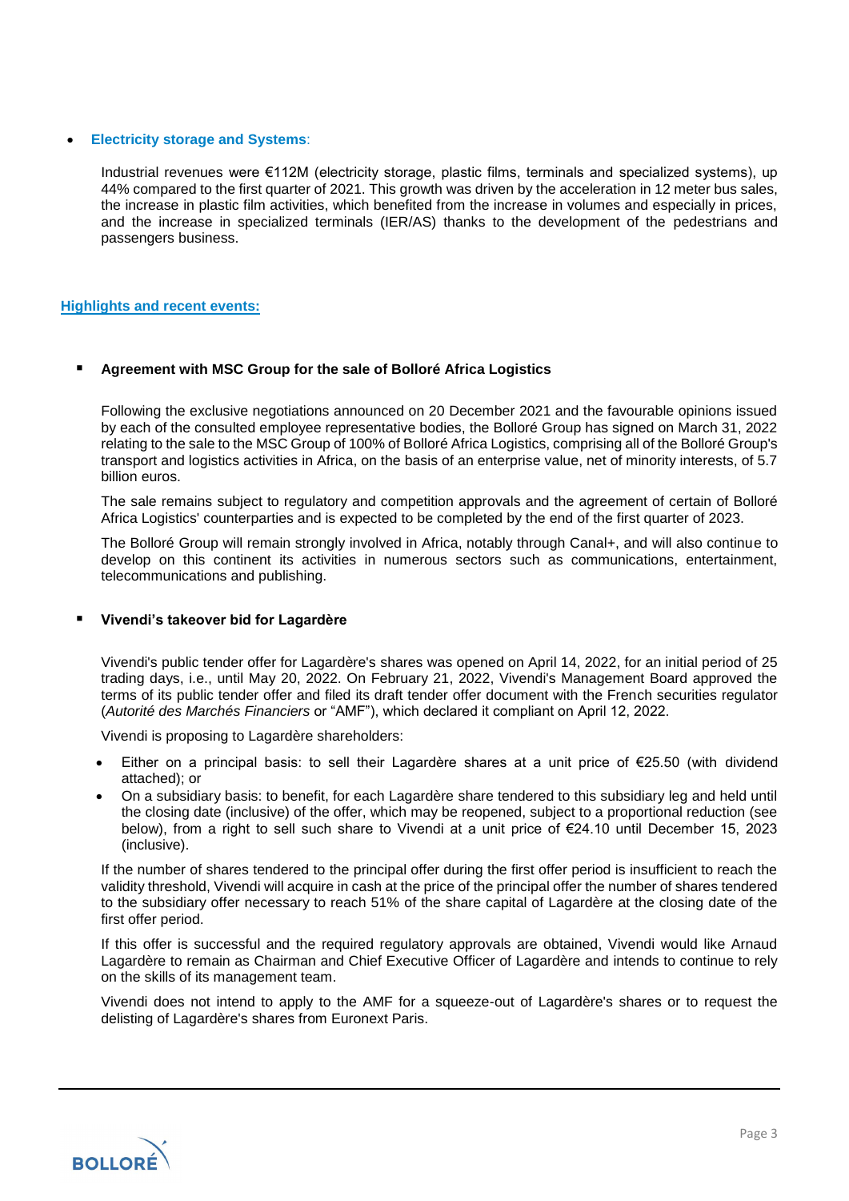- **Electricity storage and Systems**:

  Industrial revenues were €112M (electricity storage, plastic films, terminals and specialized systems), up 44% compared to the first quarter of 2021. This growth was driven by the acceleration in 12 meter bus sales, the increase in plastic film activities, which benefited from the increase in volumes and especially in prices, and the increase in specialized terminals (IER/AS) thanks to the development of the pedestrians and passengers business.

## Highlights and recent events:

- **Agreement with MSC Group for the sale of Bolloré Africa Logistics**

  Following the exclusive negotiations announced on 20 December 2021 and the favourable opinions issued by each of the consulted employee representative bodies, the Bolloré Group has signed on March 31, 2022 relating to the sale to the MSC Group of 100% of Bolloré Africa Logistics, comprising all of the Bolloré Group's transport and logistics activities in Africa, on the basis of an enterprise value, net of minority interests, of 5.7 billion euros.

  The sale remains subject to regulatory and competition approvals and the agreement of certain of Bolloré Africa Logistics' counterparties and is expected to be completed by the end of the first quarter of 2023.

  The Bolloré Group will remain strongly involved in Africa, notably through Canal+, and will also continue to develop on this continent its activities in numerous sectors such as communications, entertainment, telecommunications and publishing.

- **Vivendi's takeover bid for Lagardère**

  Vivendi's public tender offer for Lagardère's shares was opened on April 14, 2022, for an initial period of 25 trading days, i.e., until May 20, 2022. On February 21, 2022, Vivendi's Management Board approved the terms of its public tender offer and filed its draft tender offer document with the French securities regulator (*Autorité des Marchés Financiers* or "AMF"), which declared it compliant on April 12, 2022.

  Vivendi is proposing to Lagardère shareholders:

  - Either on a principal basis: to sell their Lagardère shares at a unit price of €25.50 (with dividend attached); or
  - On a subsidiary basis: to benefit, for each Lagardère share tendered to this subsidiary leg and held until the closing date (inclusive) of the offer, which may be reopened, subject to a proportional reduction (see below), from a right to sell such share to Vivendi at a unit price of €24.10 until December 15, 2023 (inclusive).

  If the number of shares tendered to the principal offer during the first offer period is insufficient to reach the validity threshold, Vivendi will acquire in cash at the price of the principal offer the number of shares tendered to the subsidiary offer necessary to reach 51% of the share capital of Lagardère at the closing date of the first offer period.

  If this offer is successful and the required regulatory approvals are obtained, Vivendi would like Arnaud Lagardère to remain as Chairman and Chief Executive Officer of Lagardère and intends to continue to rely on the skills of its management team.

  Vivendi does not intend to apply to the AMF for a squeeze-out of Lagardère's shares or to request the delisting of Lagardère's shares from Euronext Paris.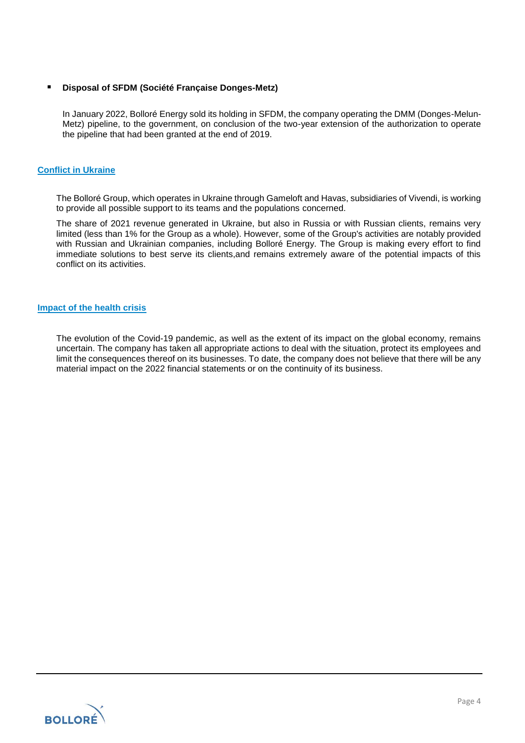- **Disposal of SFDM (Société Française Donges-Metz)**

  In January 2022, Bolloré Energy sold its holding in SFDM, the company operating the DMM (Donges-Melun-Metz) pipeline, to the government, on conclusion of the two-year extension of the authorization to operate the pipeline that had been granted at the end of 2019.

## Conflict in Ukraine

The Bolloré Group, which operates in Ukraine through Gameloft and Havas, subsidiaries of Vivendi, is working to provide all possible support to its teams and the populations concerned.

The share of 2021 revenue generated in Ukraine, but also in Russia or with Russian clients, remains very limited (less than 1% for the Group as a whole). However, some of the Group's activities are notably provided with Russian and Ukrainian companies, including Bolloré Energy. The Group is making every effort to find immediate solutions to best serve its clients,and remains extremely aware of the potential impacts of this conflict on its activities.

## Impact of the health crisis

The evolution of the Covid-19 pandemic, as well as the extent of its impact on the global economy, remains uncertain. The company has taken all appropriate actions to deal with the situation, protect its employees and limit the consequences thereof on its businesses. To date, the company does not believe that there will be any material impact on the 2022 financial statements or on the continuity of its business.